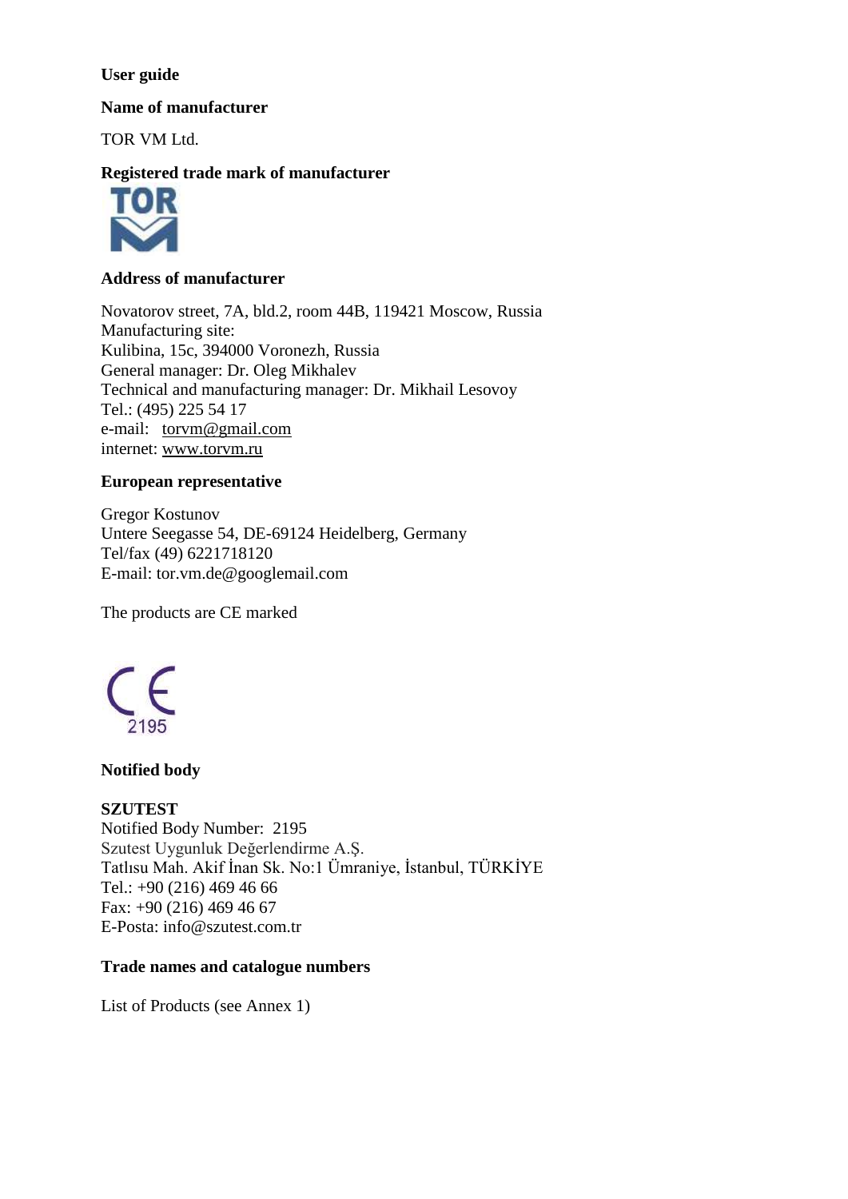**User guide**

**Name of manufacturer**

TOR VM Ltd.

**Registered trade mark of manufacturer**

**Address of manufacturer**

Novatorov street, 7A, bld.2, room 44B, 119421 Moscow, Russia
Manufacturing site:
Kulibina, 15c, 394000 Voronezh, Russia
General manager: Dr. Oleg Mikhalev
Technical and manufacturing manager: Dr. Mikhail Lesovoy
Tel.: (495) 225 54 17
e-mail: torvm@gmail.com
internet: www.torvm.ru

**European representative**

Gregor Kostunov
Untere Seegasse 54, DE-69124 Heidelberg, Germany
Tel/fax (49) 6221718120
E-mail: tor.vm.de@googlemail.com

The products are CE marked

CE 2195

**Notified body**

**SZUTEST**
Notified Body Number: 2195
Szutest Uygunluk Değerlendirme A.Ş.
Tatlısu Mah. Akif İnan Sk. No:1 Ümraniye, İstanbul, TÜRKİYE
Tel.: +90 (216) 469 46 66
Fax: +90 (216) 469 46 67
E-Posta: info@szutest.com.tr

**Trade names and catalogue numbers**

List of Products (see Annex 1)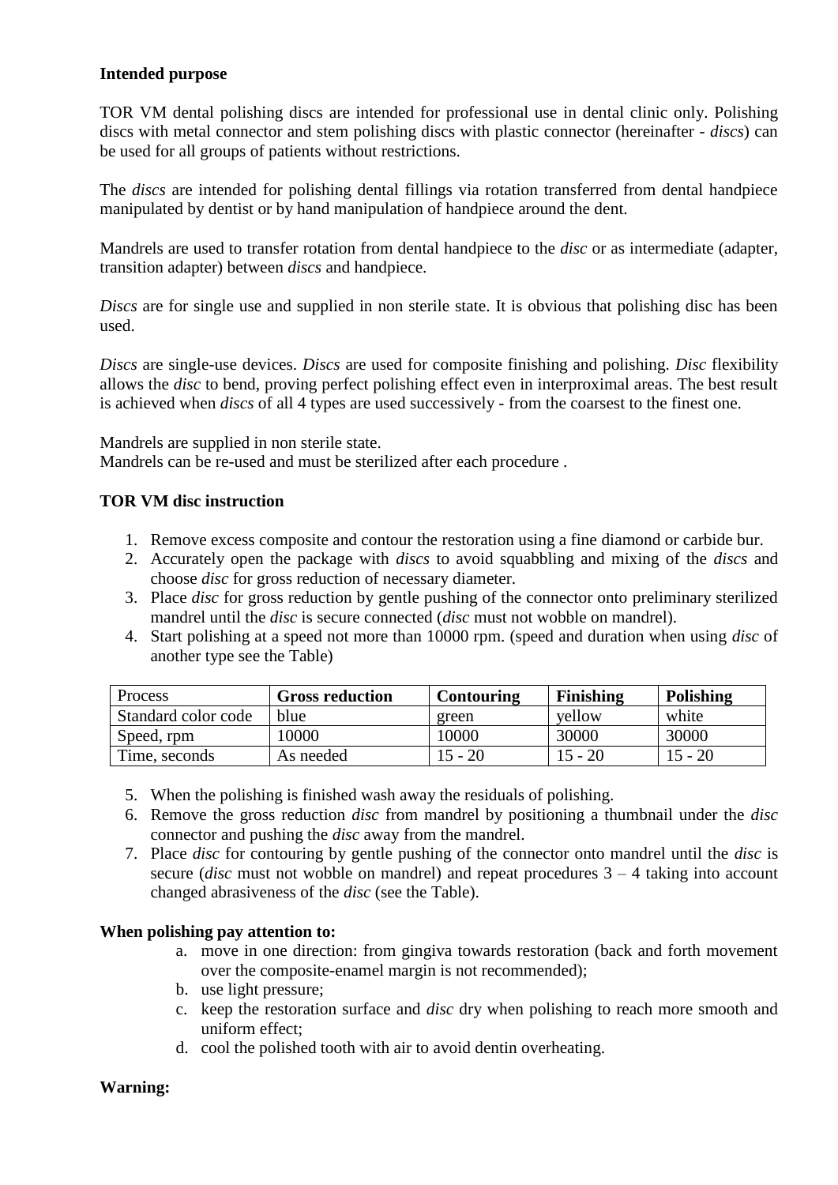**Intended purpose**

TOR VM dental polishing discs are intended for professional use in dental clinic only. Polishing discs with metal connector and stem polishing discs with plastic connector (hereinafter - *discs*) can be used for all groups of patients without restrictions.

The *discs* are intended for polishing dental fillings via rotation transferred from dental handpiece manipulated by dentist or by hand manipulation of handpiece around the dent.

Mandrels are used to transfer rotation from dental handpiece to the *disc* or as intermediate (adapter, transition adapter) between *discs* and handpiece.

*Discs* are for single use and supplied in non sterile state. It is obvious that polishing disc has been used.

*Discs* are single-use devices. *Discs* are used for composite finishing and polishing. *Disc* flexibility allows the *disc* to bend, proving perfect polishing effect even in interproximal areas. The best result is achieved when *discs* of all 4 types are used successively - from the coarsest to the finest one.

Mandrels are supplied in non sterile state.
Mandrels can be re-used and must be sterilized after each procedure .

**TOR VM disc instruction**

1. Remove excess composite and contour the restoration using a fine diamond or carbide bur.
2. Accurately open the package with *discs* to avoid squabbling and mixing of the *discs* and choose *disc* for gross reduction of necessary diameter.
3. Place *disc* for gross reduction by gentle pushing of the connector onto preliminary sterilized mandrel until the *disc* is secure connected (*disc* must not wobble on mandrel).
4. Start polishing at a speed not more than 10000 rpm. (speed and duration when using *disc* of another type see the Table)

| Process | **Gross reduction** | **Contouring** | **Finishing** | **Polishing** |
|---|---|---|---|---|
| Standard color code | blue | green | yellow | white |
| Speed, rpm | 10000 | 10000 | 30000 | 30000 |
| Time, seconds | As needed | 15 - 20 | 15 - 20 | 15 - 20 |

5. When the polishing is finished wash away the residuals of polishing.
6. Remove the gross reduction *disc* from mandrel by positioning a thumbnail under the *disc* connector and pushing the *disc* away from the mandrel.
7. Place *disc* for contouring by gentle pushing of the connector onto mandrel until the *disc* is secure (*disc* must not wobble on mandrel) and repeat procedures 3 – 4 taking into account changed abrasiveness of the *disc* (see the Table).

**When polishing pay attention to:**

a. move in one direction: from gingiva towards restoration (back and forth movement over the composite-enamel margin is not recommended);
b. use light pressure;
c. keep the restoration surface and *disc* dry when polishing to reach more smooth and uniform effect;
d. cool the polished tooth with air to avoid dentin overheating.

**Warning:**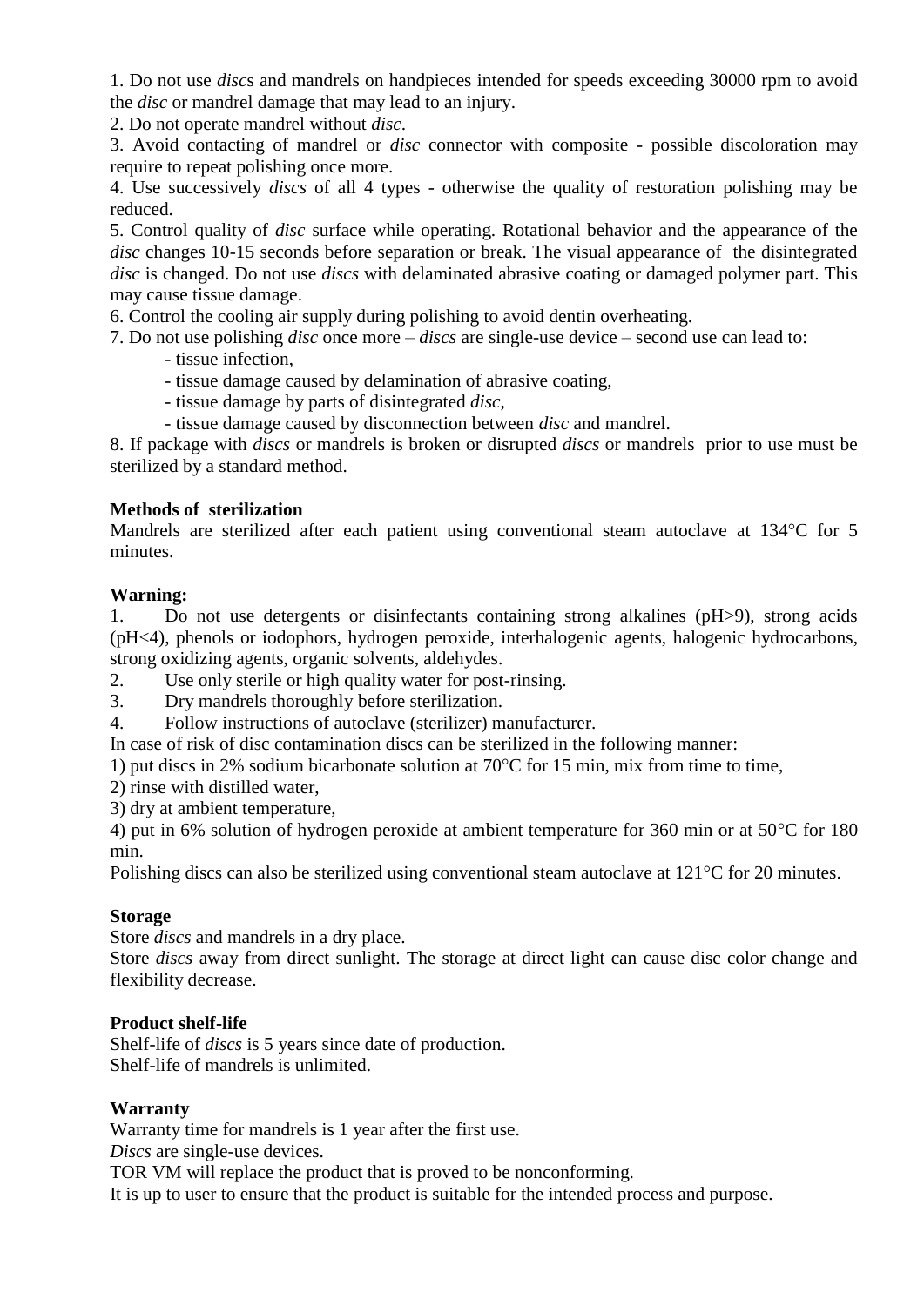1. Do not use *disc*s and mandrels on handpieces intended for speeds exceeding 30000 rpm to avoid the *disc* or mandrel damage that may lead to an injury.
2. Do not operate mandrel without *disc*.
3. Avoid contacting of mandrel or *disc* connector with composite - possible discoloration may require to repeat polishing once more.
4. Use successively *discs* of all 4 types - otherwise the quality of restoration polishing may be reduced.
5. Control quality of *disc* surface while operating. Rotational behavior and the appearance of the *disc* changes 10-15 seconds before separation or break. The visual appearance of the disintegrated *disc* is changed. Do not use *discs* with delaminated abrasive coating or damaged polymer part. This may cause tissue damage.
6. Control the cooling air supply during polishing to avoid dentin overheating.
7. Do not use polishing *disc* once more – *discs* are single-use device – second use can lead to:
   - tissue infection,
   - tissue damage caused by delamination of abrasive coating,
   - tissue damage by parts of disintegrated *disc*,
   - tissue damage caused by disconnection between *disc* and mandrel.
8. If package with *discs* or mandrels is broken or disrupted *discs* or mandrels prior to use must be sterilized by a standard method.

**Methods of sterilization**

Mandrels are sterilized after each patient using conventional steam autoclave at 134°C for 5 minutes.

**Warning:**

1. Do not use detergents or disinfectants containing strong alkalines (pH>9), strong acids (pH<4), phenols or iodophors, hydrogen peroxide, interhalogenic agents, halogenic hydrocarbons, strong oxidizing agents, organic solvents, aldehydes.
2. Use only sterile or high quality water for post-rinsing.
3. Dry mandrels thoroughly before sterilization.
4. Follow instructions of autoclave (sterilizer) manufacturer.

In case of risk of disc contamination discs can be sterilized in the following manner:

1) put discs in 2% sodium bicarbonate solution at 70°C for 15 min, mix from time to time,
2) rinse with distilled water,
3) dry at ambient temperature,
4) put in 6% solution of hydrogen peroxide at ambient temperature for 360 min or at 50°C for 180 min.

Polishing discs can also be sterilized using conventional steam autoclave at 121°C for 20 minutes.

**Storage**

Store *discs* and mandrels in a dry place.

Store *discs* away from direct sunlight. The storage at direct light can cause disc color change and flexibility decrease.

**Product shelf-life**

Shelf-life of *discs* is 5 years since date of production.

Shelf-life of mandrels is unlimited.

**Warranty**

Warranty time for mandrels is 1 year after the first use.

*Discs* are single-use devices.

TOR VM will replace the product that is proved to be nonconforming.

It is up to user to ensure that the product is suitable for the intended process and purpose.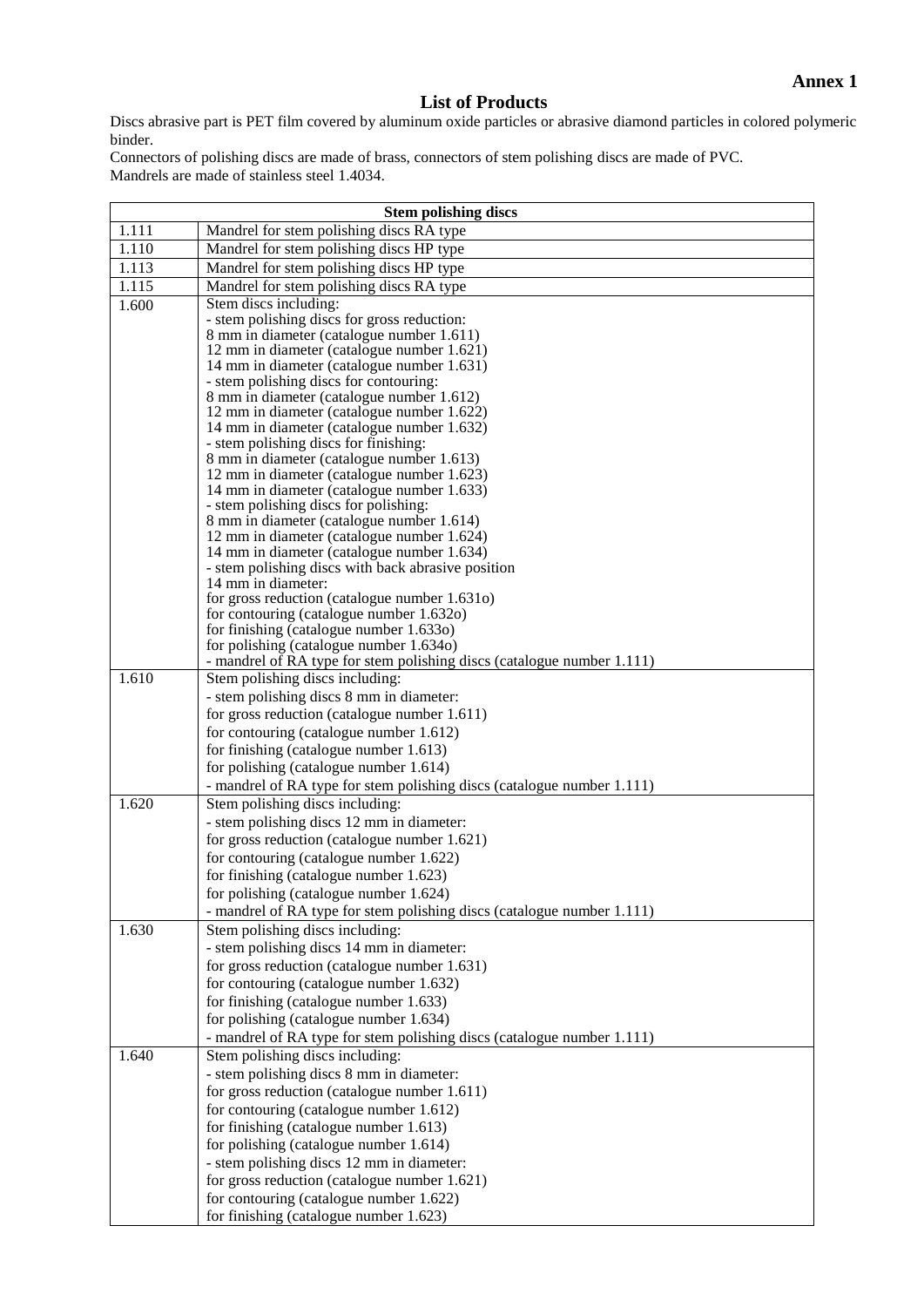**Annex 1**

## List of Products

Discs abrasive part is PET film covered by aluminum oxide particles or abrasive diamond particles in colored polymeric binder.

Connectors of polishing discs are made of brass, connectors of stem polishing discs are made of PVC.

Mandrels are made of stainless steel 1.4034.

| Stem polishing discs | |
|---|---|
| 1.111 | Mandrel for stem polishing discs RA type |
| 1.110 | Mandrel for stem polishing discs HP type |
| 1.113 | Mandrel for stem polishing discs HP type |
| 1.115 | Mandrel for stem polishing discs RA type |
| 1.600 | Stem discs including:<br>- stem polishing discs for gross reduction:<br>8 mm in diameter (catalogue number 1.611)<br>12 mm in diameter (catalogue number 1.621)<br>14 mm in diameter (catalogue number 1.631)<br>- stem polishing discs for contouring:<br>8 mm in diameter (catalogue number 1.612)<br>12 mm in diameter (catalogue number 1.622)<br>14 mm in diameter (catalogue number 1.632)<br>- stem polishing discs for finishing:<br>8 mm in diameter (catalogue number 1.613)<br>12 mm in diameter (catalogue number 1.623)<br>14 mm in diameter (catalogue number 1.633)<br>- stem polishing discs for polishing:<br>8 mm in diameter (catalogue number 1.614)<br>12 mm in diameter (catalogue number 1.624)<br>14 mm in diameter (catalogue number 1.634)<br>- stem polishing discs with back abrasive position<br>14 mm in diameter:<br>for gross reduction (catalogue number 1.631o)<br>for contouring (catalogue number 1.632o)<br>for finishing (catalogue number 1.633o)<br>for polishing (catalogue number 1.634o)<br>- mandrel of RA type for stem polishing discs (catalogue number 1.111) |
| 1.610 | Stem polishing discs including:<br>- stem polishing discs 8 mm in diameter:<br>for gross reduction (catalogue number 1.611)<br>for contouring (catalogue number 1.612)<br>for finishing (catalogue number 1.613)<br>for polishing (catalogue number 1.614)<br>- mandrel of RA type for stem polishing discs (catalogue number 1.111) |
| 1.620 | Stem polishing discs including:<br>- stem polishing discs 12 mm in diameter:<br>for gross reduction (catalogue number 1.621)<br>for contouring (catalogue number 1.622)<br>for finishing (catalogue number 1.623)<br>for polishing (catalogue number 1.624)<br>- mandrel of RA type for stem polishing discs (catalogue number 1.111) |
| 1.630 | Stem polishing discs including:<br>- stem polishing discs 14 mm in diameter:<br>for gross reduction (catalogue number 1.631)<br>for contouring (catalogue number 1.632)<br>for finishing (catalogue number 1.633)<br>for polishing (catalogue number 1.634)<br>- mandrel of RA type for stem polishing discs (catalogue number 1.111) |
| 1.640 | Stem polishing discs including:<br>- stem polishing discs 8 mm in diameter:<br>for gross reduction (catalogue number 1.611)<br>for contouring (catalogue number 1.612)<br>for finishing (catalogue number 1.613)<br>for polishing (catalogue number 1.614)<br>- stem polishing discs 12 mm in diameter:<br>for gross reduction (catalogue number 1.621)<br>for contouring (catalogue number 1.622)<br>for finishing (catalogue number 1.623) |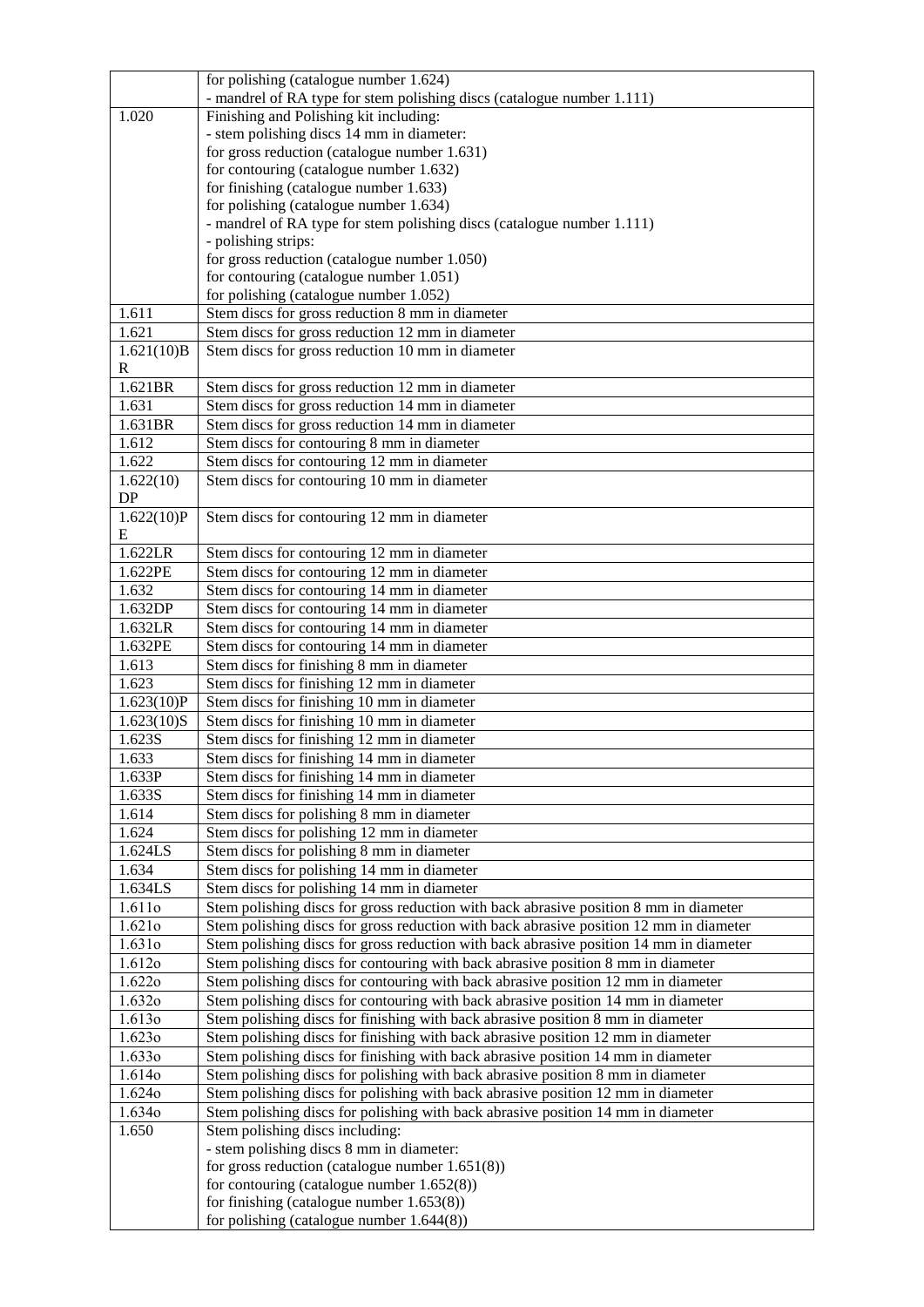| | |
|---|---|
| | for polishing (catalogue number 1.624)<br>- mandrel of RA type for stem polishing discs (catalogue number 1.111) |
| 1.020 | Finishing and Polishing kit including:<br>- stem polishing discs 14 mm in diameter:<br>for gross reduction (catalogue number 1.631)<br>for contouring (catalogue number 1.632)<br>for finishing (catalogue number 1.633)<br>for polishing (catalogue number 1.634)<br>- mandrel of RA type for stem polishing discs (catalogue number 1.111)<br>- polishing strips:<br>for gross reduction (catalogue number 1.050)<br>for contouring (catalogue number 1.051)<br>for polishing (catalogue number 1.052) |
| 1.611 | Stem discs for gross reduction 8 mm in diameter |
| 1.621 | Stem discs for gross reduction 12 mm in diameter |
| 1.621(10)BR | Stem discs for gross reduction 10 mm in diameter |
| 1.621BR | Stem discs for gross reduction 12 mm in diameter |
| 1.631 | Stem discs for gross reduction 14 mm in diameter |
| 1.631BR | Stem discs for gross reduction 14 mm in diameter |
| 1.612 | Stem discs for contouring 8 mm in diameter |
| 1.622 | Stem discs for contouring 12 mm in diameter |
| 1.622(10)DP | Stem discs for contouring 10 mm in diameter |
| 1.622(10)PE | Stem discs for contouring 12 mm in diameter |
| 1.622LR | Stem discs for contouring 12 mm in diameter |
| 1.622PE | Stem discs for contouring 12 mm in diameter |
| 1.632 | Stem discs for contouring 14 mm in diameter |
| 1.632DP | Stem discs for contouring 14 mm in diameter |
| 1.632LR | Stem discs for contouring 14 mm in diameter |
| 1.632PE | Stem discs for contouring 14 mm in diameter |
| 1.613 | Stem discs for finishing 8 mm in diameter |
| 1.623 | Stem discs for finishing 12 mm in diameter |
| 1.623(10)P | Stem discs for finishing 10 mm in diameter |
| 1.623(10)S | Stem discs for finishing 10 mm in diameter |
| 1.623S | Stem discs for finishing 12 mm in diameter |
| 1.633 | Stem discs for finishing 14 mm in diameter |
| 1.633P | Stem discs for finishing 14 mm in diameter |
| 1.633S | Stem discs for finishing 14 mm in diameter |
| 1.614 | Stem discs for polishing 8 mm in diameter |
| 1.624 | Stem discs for polishing 12 mm in diameter |
| 1.624LS | Stem discs for polishing 8 mm in diameter |
| 1.634 | Stem discs for polishing 14 mm in diameter |
| 1.634LS | Stem discs for polishing 14 mm in diameter |
| 1.611o | Stem polishing discs for gross reduction with back abrasive position 8 mm in diameter |
| 1.621o | Stem polishing discs for gross reduction with back abrasive position 12 mm in diameter |
| 1.631o | Stem polishing discs for gross reduction with back abrasive position 14 mm in diameter |
| 1.612o | Stem polishing discs for contouring with back abrasive position 8 mm in diameter |
| 1.622o | Stem polishing discs for contouring with back abrasive position 12 mm in diameter |
| 1.632o | Stem polishing discs for contouring with back abrasive position 14 mm in diameter |
| 1.613o | Stem polishing discs for finishing with back abrasive position 8 mm in diameter |
| 1.623o | Stem polishing discs for finishing with back abrasive position 12 mm in diameter |
| 1.633o | Stem polishing discs for finishing with back abrasive position 14 mm in diameter |
| 1.614o | Stem polishing discs for polishing with back abrasive position 8 mm in diameter |
| 1.624o | Stem polishing discs for polishing with back abrasive position 12 mm in diameter |
| 1.634o | Stem polishing discs for polishing with back abrasive position 14 mm in diameter |
| 1.650 | Stem polishing discs including:<br>- stem polishing discs 8 mm in diameter:<br>for gross reduction (catalogue number 1.651(8))<br>for contouring (catalogue number 1.652(8))<br>for finishing (catalogue number 1.653(8))<br>for polishing (catalogue number 1.644(8)) |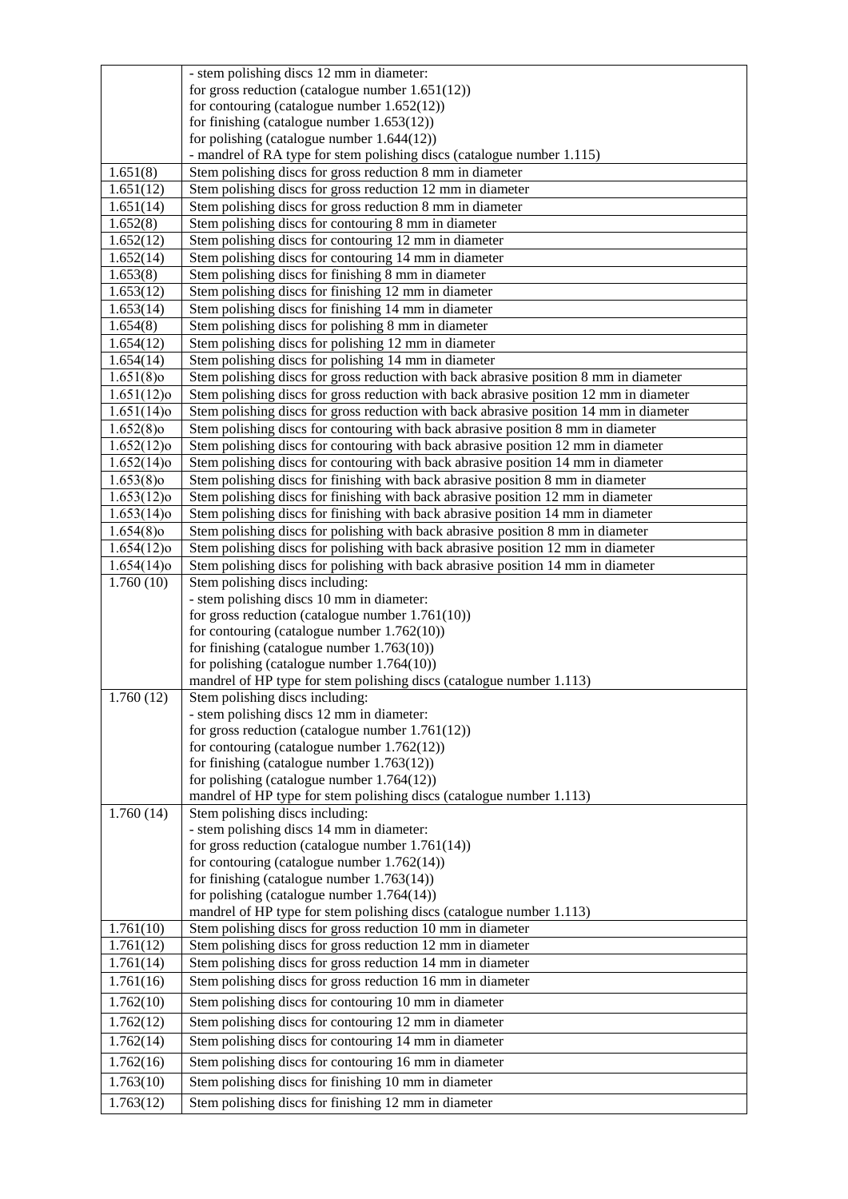| | |
|---|---|
| | - stem polishing discs 12 mm in diameter:<br>for gross reduction (catalogue number 1.651(12))<br>for contouring (catalogue number 1.652(12))<br>for finishing (catalogue number 1.653(12))<br>for polishing (catalogue number 1.644(12))<br>- mandrel of RA type for stem polishing discs (catalogue number 1.115) |
| 1.651(8) | Stem polishing discs for gross reduction 8 mm in diameter |
| 1.651(12) | Stem polishing discs for gross reduction 12 mm in diameter |
| 1.651(14) | Stem polishing discs for gross reduction 8 mm in diameter |
| 1.652(8) | Stem polishing discs for contouring 8 mm in diameter |
| 1.652(12) | Stem polishing discs for contouring 12 mm in diameter |
| 1.652(14) | Stem polishing discs for contouring 14 mm in diameter |
| 1.653(8) | Stem polishing discs for finishing 8 mm in diameter |
| 1.653(12) | Stem polishing discs for finishing 12 mm in diameter |
| 1.653(14) | Stem polishing discs for finishing 14 mm in diameter |
| 1.654(8) | Stem polishing discs for polishing 8 mm in diameter |
| 1.654(12) | Stem polishing discs for polishing 12 mm in diameter |
| 1.654(14) | Stem polishing discs for polishing 14 mm in diameter |
| 1.651(8)o | Stem polishing discs for gross reduction with back abrasive position 8 mm in diameter |
| 1.651(12)o | Stem polishing discs for gross reduction with back abrasive position 12 mm in diameter |
| 1.651(14)o | Stem polishing discs for gross reduction with back abrasive position 14 mm in diameter |
| 1.652(8)o | Stem polishing discs for contouring with back abrasive position 8 mm in diameter |
| 1.652(12)o | Stem polishing discs for contouring with back abrasive position 12 mm in diameter |
| 1.652(14)o | Stem polishing discs for contouring with back abrasive position 14 mm in diameter |
| 1.653(8)o | Stem polishing discs for finishing with back abrasive position 8 mm in diameter |
| 1.653(12)o | Stem polishing discs for finishing with back abrasive position 12 mm in diameter |
| 1.653(14)o | Stem polishing discs for finishing with back abrasive position 14 mm in diameter |
| 1.654(8)o | Stem polishing discs for polishing with back abrasive position 8 mm in diameter |
| 1.654(12)o | Stem polishing discs for polishing with back abrasive position 12 mm in diameter |
| 1.654(14)o | Stem polishing discs for polishing with back abrasive position 14 mm in diameter |
| 1.760 (10) | Stem polishing discs including:<br>- stem polishing discs 10 mm in diameter:<br>for gross reduction (catalogue number 1.761(10))<br>for contouring (catalogue number 1.762(10))<br>for finishing (catalogue number 1.763(10))<br>for polishing (catalogue number 1.764(10))<br>mandrel of HP type for stem polishing discs (catalogue number 1.113) |
| 1.760 (12) | Stem polishing discs including:<br>- stem polishing discs 12 mm in diameter:<br>for gross reduction (catalogue number 1.761(12))<br>for contouring (catalogue number 1.762(12))<br>for finishing (catalogue number 1.763(12))<br>for polishing (catalogue number 1.764(12))<br>mandrel of HP type for stem polishing discs (catalogue number 1.113) |
| 1.760 (14) | Stem polishing discs including:<br>- stem polishing discs 14 mm in diameter:<br>for gross reduction (catalogue number 1.761(14))<br>for contouring (catalogue number 1.762(14))<br>for finishing (catalogue number 1.763(14))<br>for polishing (catalogue number 1.764(14))<br>mandrel of HP type for stem polishing discs (catalogue number 1.113) |
| 1.761(10) | Stem polishing discs for gross reduction 10 mm in diameter |
| 1.761(12) | Stem polishing discs for gross reduction 12 mm in diameter |
| 1.761(14) | Stem polishing discs for gross reduction 14 mm in diameter |
| 1.761(16) | Stem polishing discs for gross reduction 16 mm in diameter |
| 1.762(10) | Stem polishing discs for contouring 10 mm in diameter |
| 1.762(12) | Stem polishing discs for contouring 12 mm in diameter |
| 1.762(14) | Stem polishing discs for contouring 14 mm in diameter |
| 1.762(16) | Stem polishing discs for contouring 16 mm in diameter |
| 1.763(10) | Stem polishing discs for finishing 10 mm in diameter |
| 1.763(12) | Stem polishing discs for finishing 12 mm in diameter |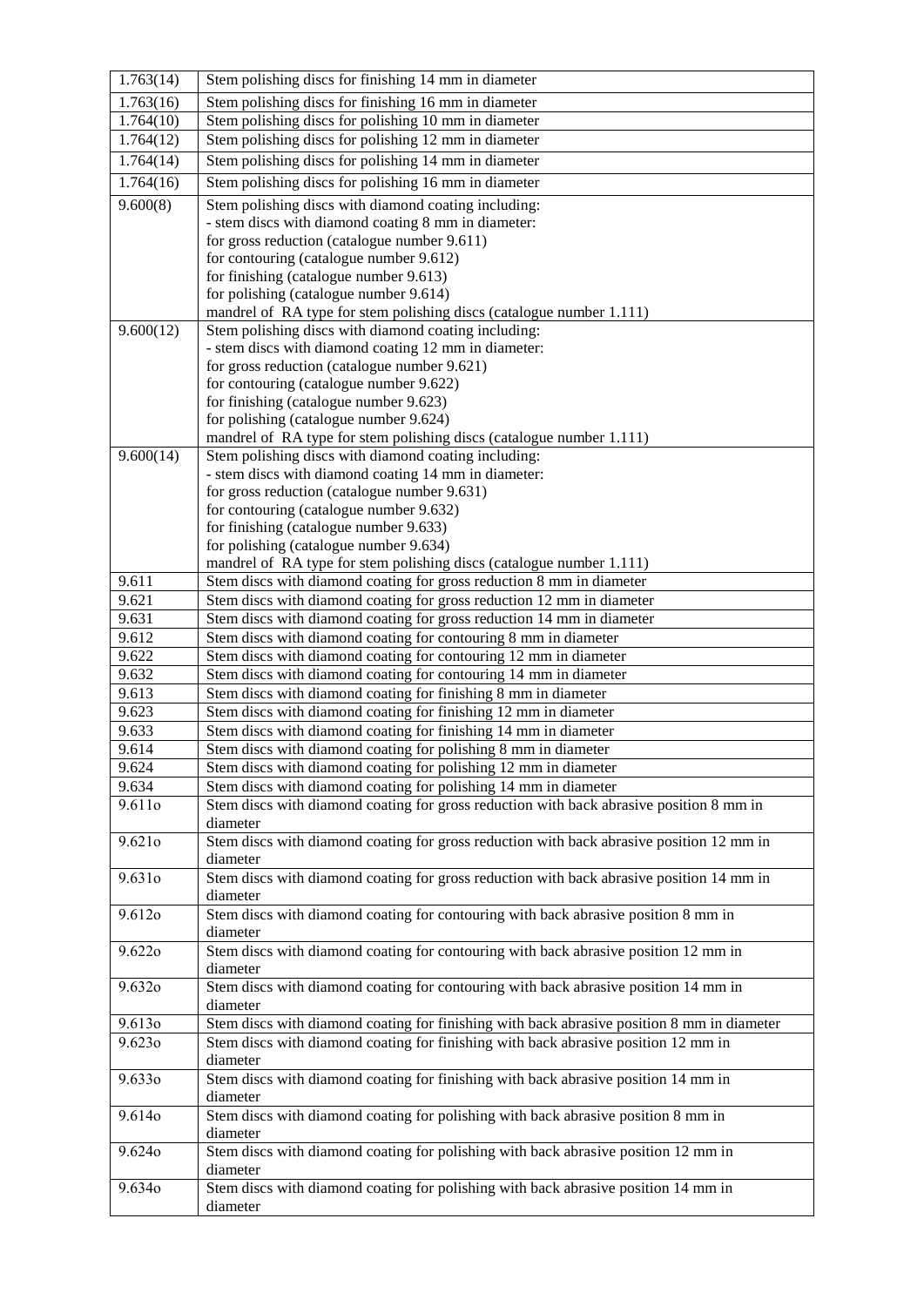| | |
|---|---|
| 1.763(14) | Stem polishing discs for finishing 14 mm in diameter |
| 1.763(16) | Stem polishing discs for finishing 16 mm in diameter |
| 1.764(10) | Stem polishing discs for polishing 10 mm in diameter |
| 1.764(12) | Stem polishing discs for polishing 12 mm in diameter |
| 1.764(14) | Stem polishing discs for polishing 14 mm in diameter |
| 1.764(16) | Stem polishing discs for polishing 16 mm in diameter |
| 9.600(8) | Stem polishing discs with diamond coating including:<br>- stem discs with diamond coating 8 mm in diameter:<br>for gross reduction (catalogue number 9.611)<br>for contouring (catalogue number 9.612)<br>for finishing (catalogue number 9.613)<br>for polishing (catalogue number 9.614)<br>mandrel of RA type for stem polishing discs (catalogue number 1.111) |
| 9.600(12) | Stem polishing discs with diamond coating including:<br>- stem discs with diamond coating 12 mm in diameter:<br>for gross reduction (catalogue number 9.621)<br>for contouring (catalogue number 9.622)<br>for finishing (catalogue number 9.623)<br>for polishing (catalogue number 9.624)<br>mandrel of RA type for stem polishing discs (catalogue number 1.111) |
| 9.600(14) | Stem polishing discs with diamond coating including:<br>- stem discs with diamond coating 14 mm in diameter:<br>for gross reduction (catalogue number 9.631)<br>for contouring (catalogue number 9.632)<br>for finishing (catalogue number 9.633)<br>for polishing (catalogue number 9.634)<br>mandrel of RA type for stem polishing discs (catalogue number 1.111) |
| 9.611 | Stem discs with diamond coating for gross reduction 8 mm in diameter |
| 9.621 | Stem discs with diamond coating for gross reduction 12 mm in diameter |
| 9.631 | Stem discs with diamond coating for gross reduction 14 mm in diameter |
| 9.612 | Stem discs with diamond coating for contouring 8 mm in diameter |
| 9.622 | Stem discs with diamond coating for contouring 12 mm in diameter |
| 9.632 | Stem discs with diamond coating for contouring 14 mm in diameter |
| 9.613 | Stem discs with diamond coating for finishing 8 mm in diameter |
| 9.623 | Stem discs with diamond coating for finishing 12 mm in diameter |
| 9.633 | Stem discs with diamond coating for finishing 14 mm in diameter |
| 9.614 | Stem discs with diamond coating for polishing 8 mm in diameter |
| 9.624 | Stem discs with diamond coating for polishing 12 mm in diameter |
| 9.634 | Stem discs with diamond coating for polishing 14 mm in diameter |
| 9.611o | Stem discs with diamond coating for gross reduction with back abrasive position 8 mm in diameter |
| 9.621o | Stem discs with diamond coating for gross reduction with back abrasive position 12 mm in diameter |
| 9.631o | Stem discs with diamond coating for gross reduction with back abrasive position 14 mm in diameter |
| 9.612o | Stem discs with diamond coating for contouring with back abrasive position 8 mm in diameter |
| 9.622o | Stem discs with diamond coating for contouring with back abrasive position 12 mm in diameter |
| 9.632o | Stem discs with diamond coating for contouring with back abrasive position 14 mm in diameter |
| 9.613o | Stem discs with diamond coating for finishing with back abrasive position 8 mm in diameter |
| 9.623o | Stem discs with diamond coating for finishing with back abrasive position 12 mm in diameter |
| 9.633o | Stem discs with diamond coating for finishing with back abrasive position 14 mm in diameter |
| 9.614o | Stem discs with diamond coating for polishing with back abrasive position 8 mm in diameter |
| 9.624o | Stem discs with diamond coating for polishing with back abrasive position 12 mm in diameter |
| 9.634o | Stem discs with diamond coating for polishing with back abrasive position 14 mm in diameter |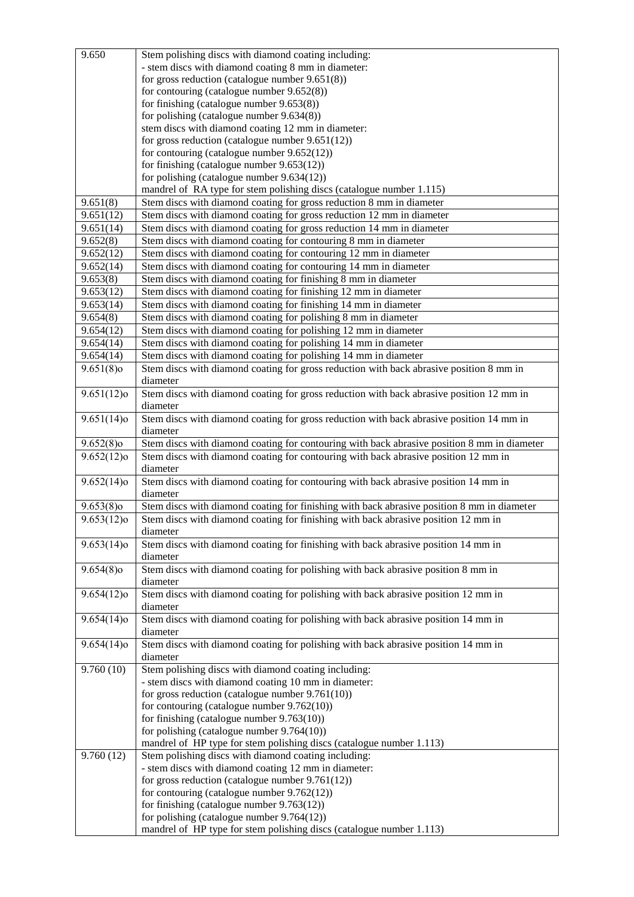| | |
|---|---|
| 9.650 | Stem polishing discs with diamond coating including:<br>- stem discs with diamond coating 8 mm in diameter:<br>for gross reduction (catalogue number 9.651(8))<br>for contouring (catalogue number 9.652(8))<br>for finishing (catalogue number 9.653(8))<br>for polishing (catalogue number 9.634(8))<br>stem discs with diamond coating 12 mm in diameter:<br>for gross reduction (catalogue number 9.651(12))<br>for contouring (catalogue number 9.652(12))<br>for finishing (catalogue number 9.653(12))<br>for polishing (catalogue number 9.634(12))<br>mandrel of RA type for stem polishing discs (catalogue number 1.115) |
| 9.651(8) | Stem discs with diamond coating for gross reduction 8 mm in diameter |
| 9.651(12) | Stem discs with diamond coating for gross reduction 12 mm in diameter |
| 9.651(14) | Stem discs with diamond coating for gross reduction 14 mm in diameter |
| 9.652(8) | Stem discs with diamond coating for contouring 8 mm in diameter |
| 9.652(12) | Stem discs with diamond coating for contouring 12 mm in diameter |
| 9.652(14) | Stem discs with diamond coating for contouring 14 mm in diameter |
| 9.653(8) | Stem discs with diamond coating for finishing 8 mm in diameter |
| 9.653(12) | Stem discs with diamond coating for finishing 12 mm in diameter |
| 9.653(14) | Stem discs with diamond coating for finishing 14 mm in diameter |
| 9.654(8) | Stem discs with diamond coating for polishing 8 mm in diameter |
| 9.654(12) | Stem discs with diamond coating for polishing 12 mm in diameter |
| 9.654(14) | Stem discs with diamond coating for polishing 14 mm in diameter |
| 9.654(14) | Stem discs with diamond coating for polishing 14 mm in diameter |
| 9.651(8)o | Stem discs with diamond coating for gross reduction with back abrasive position 8 mm in diameter |
| 9.651(12)o | Stem discs with diamond coating for gross reduction with back abrasive position 12 mm in diameter |
| 9.651(14)o | Stem discs with diamond coating for gross reduction with back abrasive position 14 mm in diameter |
| 9.652(8)o | Stem discs with diamond coating for contouring with back abrasive position 8 mm in diameter |
| 9.652(12)o | Stem discs with diamond coating for contouring with back abrasive position 12 mm in diameter |
| 9.652(14)o | Stem discs with diamond coating for contouring with back abrasive position 14 mm in diameter |
| 9.653(8)o | Stem discs with diamond coating for finishing with back abrasive position 8 mm in diameter |
| 9.653(12)o | Stem discs with diamond coating for finishing with back abrasive position 12 mm in diameter |
| 9.653(14)o | Stem discs with diamond coating for finishing with back abrasive position 14 mm in diameter |
| 9.654(8)o | Stem discs with diamond coating for polishing with back abrasive position 8 mm in diameter |
| 9.654(12)o | Stem discs with diamond coating for polishing with back abrasive position 12 mm in diameter |
| 9.654(14)o | Stem discs with diamond coating for polishing with back abrasive position 14 mm in diameter |
| 9.654(14)o | Stem discs with diamond coating for polishing with back abrasive position 14 mm in diameter |
| 9.760 (10) | Stem polishing discs with diamond coating including:<br>- stem discs with diamond coating 10 mm in diameter:<br>for gross reduction (catalogue number 9.761(10))<br>for contouring (catalogue number 9.762(10))<br>for finishing (catalogue number 9.763(10))<br>for polishing (catalogue number 9.764(10))<br>mandrel of HP type for stem polishing discs (catalogue number 1.113) |
| 9.760 (12) | Stem polishing discs with diamond coating including:<br>- stem discs with diamond coating 12 mm in diameter:<br>for gross reduction (catalogue number 9.761(12))<br>for contouring (catalogue number 9.762(12))<br>for finishing (catalogue number 9.763(12))<br>for polishing (catalogue number 9.764(12))<br>mandrel of HP type for stem polishing discs (catalogue number 1.113) |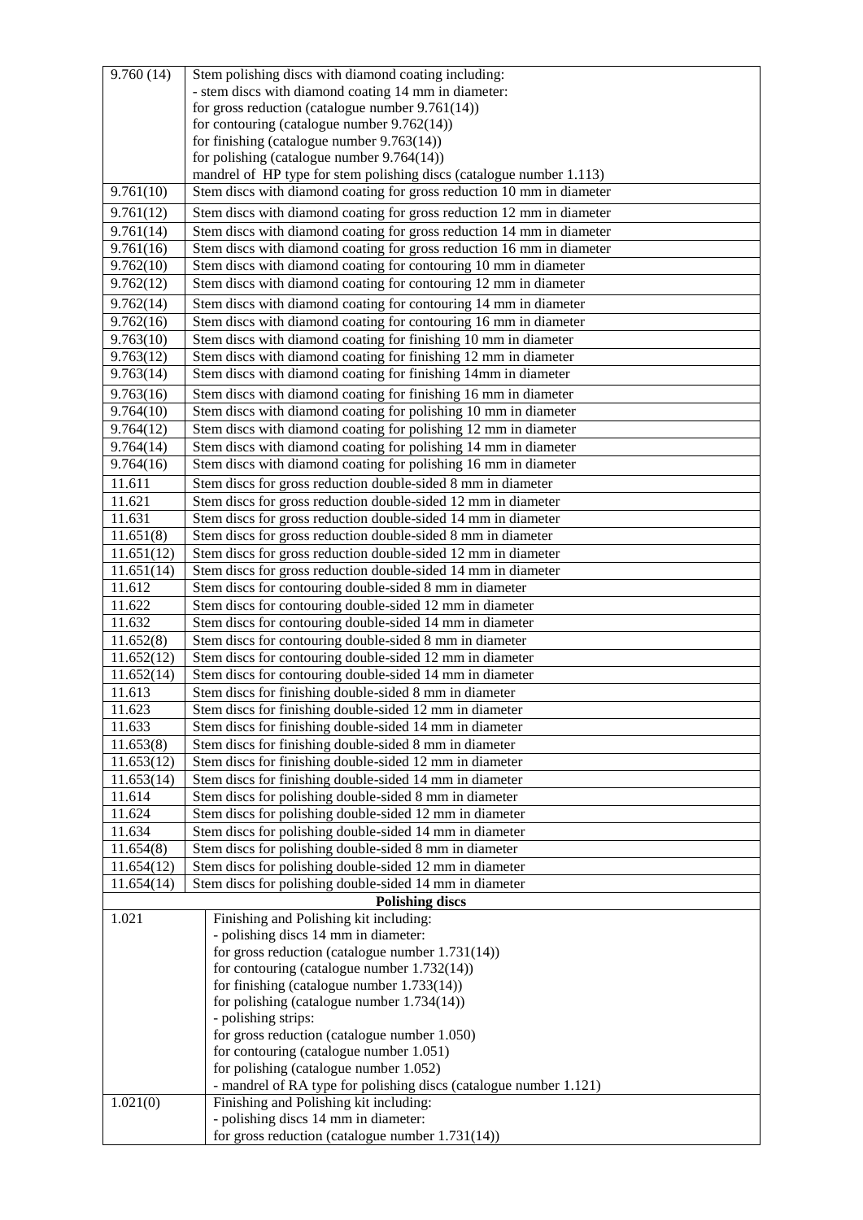| | |
|---|---|
| 9.760 (14) | Stem polishing discs with diamond coating including:<br>- stem discs with diamond coating 14 mm in diameter:<br>for gross reduction (catalogue number 9.761(14))<br>for contouring (catalogue number 9.762(14))<br>for finishing (catalogue number 9.763(14))<br>for polishing (catalogue number 9.764(14))<br>mandrel of HP type for stem polishing discs (catalogue number 1.113) |
| 9.761(10) | Stem discs with diamond coating for gross reduction 10 mm in diameter |
| 9.761(12) | Stem discs with diamond coating for gross reduction 12 mm in diameter |
| 9.761(14) | Stem discs with diamond coating for gross reduction 14 mm in diameter |
| 9.761(16) | Stem discs with diamond coating for gross reduction 16 mm in diameter |
| 9.762(10) | Stem discs with diamond coating for contouring 10 mm in diameter |
| 9.762(12) | Stem discs with diamond coating for contouring 12 mm in diameter |
| 9.762(14) | Stem discs with diamond coating for contouring 14 mm in diameter |
| 9.762(16) | Stem discs with diamond coating for contouring 16 mm in diameter |
| 9.763(10) | Stem discs with diamond coating for finishing 10 mm in diameter |
| 9.763(12) | Stem discs with diamond coating for finishing 12 mm in diameter |
| 9.763(14) | Stem discs with diamond coating for finishing 14mm in diameter |
| 9.763(16) | Stem discs with diamond coating for finishing 16 mm in diameter |
| 9.764(10) | Stem discs with diamond coating for polishing 10 mm in diameter |
| 9.764(12) | Stem discs with diamond coating for polishing 12 mm in diameter |
| 9.764(14) | Stem discs with diamond coating for polishing 14 mm in diameter |
| 9.764(16) | Stem discs with diamond coating for polishing 16 mm in diameter |
| 11.611 | Stem discs for gross reduction double-sided 8 mm in diameter |
| 11.621 | Stem discs for gross reduction double-sided 12 mm in diameter |
| 11.631 | Stem discs for gross reduction double-sided 14 mm in diameter |
| 11.651(8) | Stem discs for gross reduction double-sided 8 mm in diameter |
| 11.651(12) | Stem discs for gross reduction double-sided 12 mm in diameter |
| 11.651(14) | Stem discs for gross reduction double-sided 14 mm in diameter |
| 11.612 | Stem discs for contouring double-sided 8 mm in diameter |
| 11.622 | Stem discs for contouring double-sided 12 mm in diameter |
| 11.632 | Stem discs for contouring double-sided 14 mm in diameter |
| 11.652(8) | Stem discs for contouring double-sided 8 mm in diameter |
| 11.652(12) | Stem discs for contouring double-sided 12 mm in diameter |
| 11.652(14) | Stem discs for contouring double-sided 14 mm in diameter |
| 11.613 | Stem discs for finishing double-sided 8 mm in diameter |
| 11.623 | Stem discs for finishing double-sided 12 mm in diameter |
| 11.633 | Stem discs for finishing double-sided 14 mm in diameter |
| 11.653(8) | Stem discs for finishing double-sided 8 mm in diameter |
| 11.653(12) | Stem discs for finishing double-sided 12 mm in diameter |
| 11.653(14) | Stem discs for finishing double-sided 14 mm in diameter |
| 11.614 | Stem discs for polishing double-sided 8 mm in diameter |
| 11.624 | Stem discs for polishing double-sided 12 mm in diameter |
| 11.634 | Stem discs for polishing double-sided 14 mm in diameter |
| 11.654(8) | Stem discs for polishing double-sided 8 mm in diameter |
| 11.654(12) | Stem discs for polishing double-sided 12 mm in diameter |
| 11.654(14) | Stem discs for polishing double-sided 14 mm in diameter |
| **Polishing discs** | |
| 1.021 | Finishing and Polishing kit including:<br>- polishing discs 14 mm in diameter:<br>for gross reduction (catalogue number 1.731(14))<br>for contouring (catalogue number 1.732(14))<br>for finishing (catalogue number 1.733(14))<br>for polishing (catalogue number 1.734(14))<br>- polishing strips:<br>for gross reduction (catalogue number 1.050)<br>for contouring (catalogue number 1.051)<br>for polishing (catalogue number 1.052)<br>- mandrel of RA type for polishing discs (catalogue number 1.121) |
| 1.021(0) | Finishing and Polishing kit including:<br>- polishing discs 14 mm in diameter:<br>for gross reduction (catalogue number 1.731(14)) |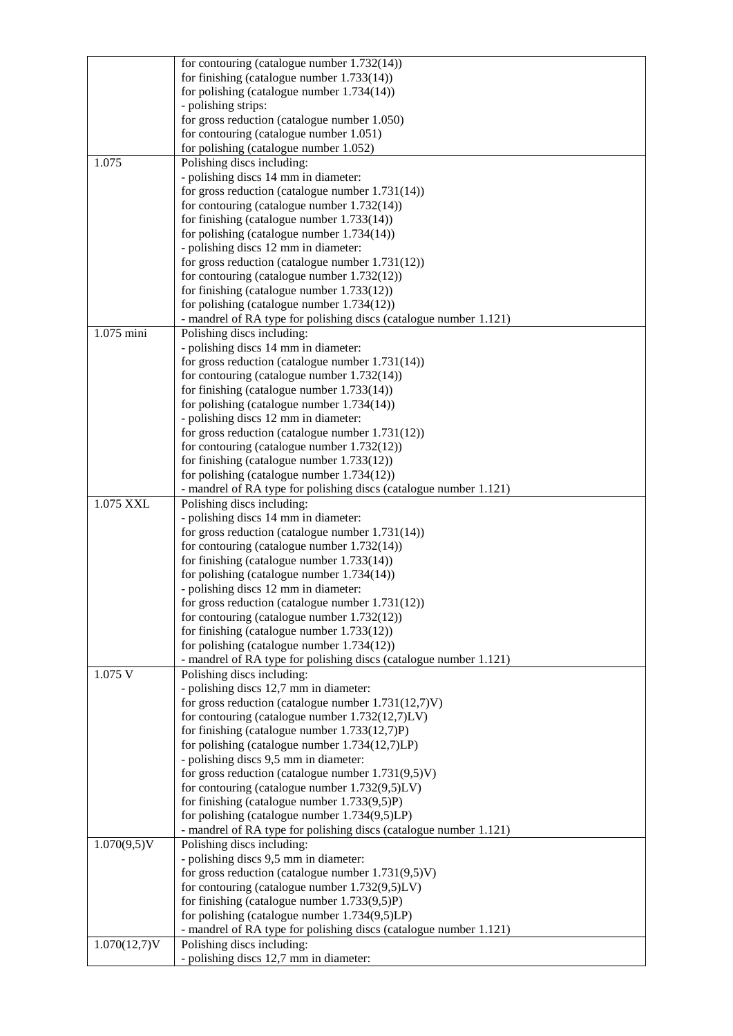|  |  |
|---|---|
|  | for contouring (catalogue number 1.732(14))<br>for finishing (catalogue number 1.733(14))<br>for polishing (catalogue number 1.734(14))<br>- polishing strips:<br>for gross reduction (catalogue number 1.050)<br>for contouring (catalogue number 1.051)<br>for polishing (catalogue number 1.052) |
| 1.075 | Polishing discs including:<br>- polishing discs 14 mm in diameter:<br>for gross reduction (catalogue number 1.731(14))<br>for contouring (catalogue number 1.732(14))<br>for finishing (catalogue number 1.733(14))<br>for polishing (catalogue number 1.734(14))<br>- polishing discs 12 mm in diameter:<br>for gross reduction (catalogue number 1.731(12))<br>for contouring (catalogue number 1.732(12))<br>for finishing (catalogue number 1.733(12))<br>for polishing (catalogue number 1.734(12))<br>- mandrel of RA type for polishing discs (catalogue number 1.121) |
| 1.075 mini | Polishing discs including:<br>- polishing discs 14 mm in diameter:<br>for gross reduction (catalogue number 1.731(14))<br>for contouring (catalogue number 1.732(14))<br>for finishing (catalogue number 1.733(14))<br>for polishing (catalogue number 1.734(14))<br>- polishing discs 12 mm in diameter:<br>for gross reduction (catalogue number 1.731(12))<br>for contouring (catalogue number 1.732(12))<br>for finishing (catalogue number 1.733(12))<br>for polishing (catalogue number 1.734(12))<br>- mandrel of RA type for polishing discs (catalogue number 1.121) |
| 1.075 XXL | Polishing discs including:<br>- polishing discs 14 mm in diameter:<br>for gross reduction (catalogue number 1.731(14))<br>for contouring (catalogue number 1.732(14))<br>for finishing (catalogue number 1.733(14))<br>for polishing (catalogue number 1.734(14))<br>- polishing discs 12 mm in diameter:<br>for gross reduction (catalogue number 1.731(12))<br>for contouring (catalogue number 1.732(12))<br>for finishing (catalogue number 1.733(12))<br>for polishing (catalogue number 1.734(12))<br>- mandrel of RA type for polishing discs (catalogue number 1.121) |
| 1.075 V | Polishing discs including:<br>- polishing discs 12,7 mm in diameter:<br>for gross reduction (catalogue number 1.731(12,7)V)<br>for contouring (catalogue number 1.732(12,7)LV)<br>for finishing (catalogue number 1.733(12,7)P)<br>for polishing (catalogue number 1.734(12,7)LP)<br>- polishing discs 9,5 mm in diameter:<br>for gross reduction (catalogue number 1.731(9,5)V)<br>for contouring (catalogue number 1.732(9,5)LV)<br>for finishing (catalogue number 1.733(9,5)P)<br>for polishing (catalogue number 1.734(9,5)LP)<br>- mandrel of RA type for polishing discs (catalogue number 1.121) |
| 1.070(9,5)V | Polishing discs including:<br>- polishing discs 9,5 mm in diameter:<br>for gross reduction (catalogue number 1.731(9,5)V)<br>for contouring (catalogue number 1.732(9,5)LV)<br>for finishing (catalogue number 1.733(9,5)P)<br>for polishing (catalogue number 1.734(9,5)LP)<br>- mandrel of RA type for polishing discs (catalogue number 1.121) |
| 1.070(12,7)V | Polishing discs including:<br>- polishing discs 12,7 mm in diameter: |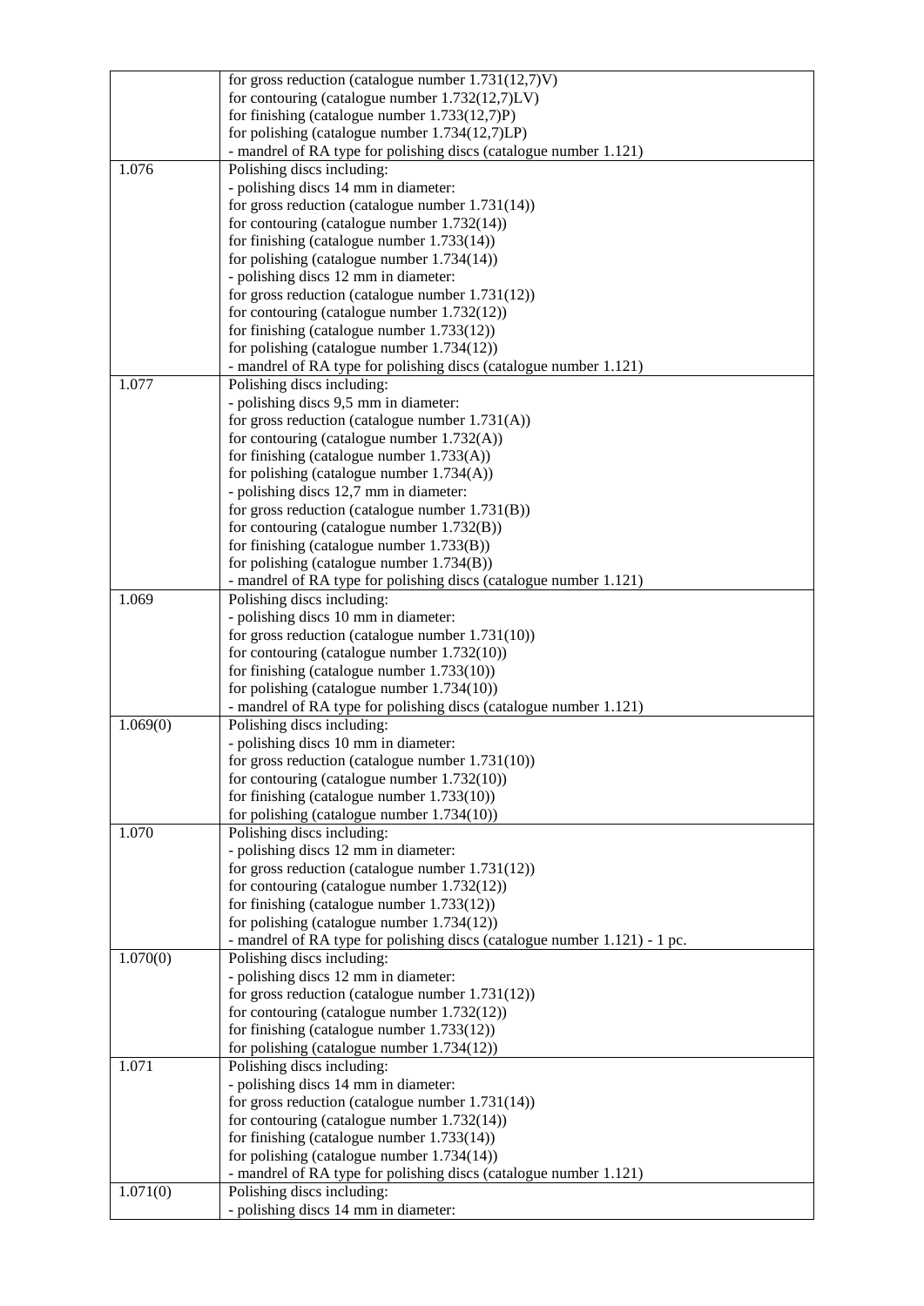| | |
|---|---|
| | for gross reduction (catalogue number 1.731(12,7)V)<br>for contouring (catalogue number 1.732(12,7)LV)<br>for finishing (catalogue number 1.733(12,7)P)<br>for polishing (catalogue number 1.734(12,7)LP)<br>- mandrel of RA type for polishing discs (catalogue number 1.121) |
| 1.076 | Polishing discs including:<br>- polishing discs 14 mm in diameter:<br>for gross reduction (catalogue number 1.731(14))<br>for contouring (catalogue number 1.732(14))<br>for finishing (catalogue number 1.733(14))<br>for polishing (catalogue number 1.734(14))<br>- polishing discs 12 mm in diameter:<br>for gross reduction (catalogue number 1.731(12))<br>for contouring (catalogue number 1.732(12))<br>for finishing (catalogue number 1.733(12))<br>for polishing (catalogue number 1.734(12))<br>- mandrel of RA type for polishing discs (catalogue number 1.121) |
| 1.077 | Polishing discs including:<br>- polishing discs 9,5 mm in diameter:<br>for gross reduction (catalogue number 1.731(A))<br>for contouring (catalogue number 1.732(A))<br>for finishing (catalogue number 1.733(A))<br>for polishing (catalogue number 1.734(A))<br>- polishing discs 12,7 mm in diameter:<br>for gross reduction (catalogue number 1.731(B))<br>for contouring (catalogue number 1.732(B))<br>for finishing (catalogue number 1.733(B))<br>for polishing (catalogue number 1.734(B))<br>- mandrel of RA type for polishing discs (catalogue number 1.121) |
| 1.069 | Polishing discs including:<br>- polishing discs 10 mm in diameter:<br>for gross reduction (catalogue number 1.731(10))<br>for contouring (catalogue number 1.732(10))<br>for finishing (catalogue number 1.733(10))<br>for polishing (catalogue number 1.734(10))<br>- mandrel of RA type for polishing discs (catalogue number 1.121) |
| 1.069(0) | Polishing discs including:<br>- polishing discs 10 mm in diameter:<br>for gross reduction (catalogue number 1.731(10))<br>for contouring (catalogue number 1.732(10))<br>for finishing (catalogue number 1.733(10))<br>for polishing (catalogue number 1.734(10)) |
| 1.070 | Polishing discs including:<br>- polishing discs 12 mm in diameter:<br>for gross reduction (catalogue number 1.731(12))<br>for contouring (catalogue number 1.732(12))<br>for finishing (catalogue number 1.733(12))<br>for polishing (catalogue number 1.734(12))<br>- mandrel of RA type for polishing discs (catalogue number 1.121) - 1 pc. |
| 1.070(0) | Polishing discs including:<br>- polishing discs 12 mm in diameter:<br>for gross reduction (catalogue number 1.731(12))<br>for contouring (catalogue number 1.732(12))<br>for finishing (catalogue number 1.733(12))<br>for polishing (catalogue number 1.734(12)) |
| 1.071 | Polishing discs including:<br>- polishing discs 14 mm in diameter:<br>for gross reduction (catalogue number 1.731(14))<br>for contouring (catalogue number 1.732(14))<br>for finishing (catalogue number 1.733(14))<br>for polishing (catalogue number 1.734(14))<br>- mandrel of RA type for polishing discs (catalogue number 1.121) |
| 1.071(0) | Polishing discs including:<br>- polishing discs 14 mm in diameter: |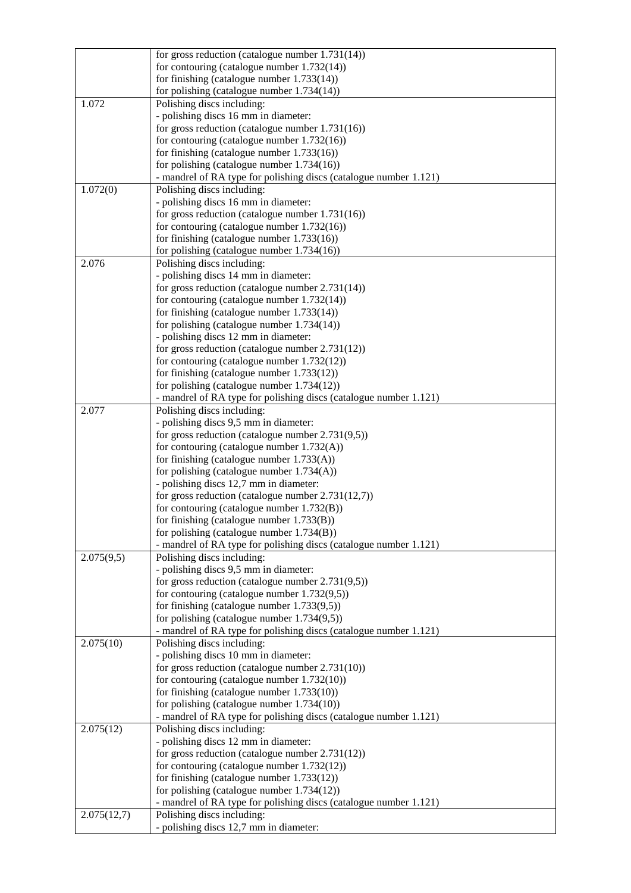| | |
|---|---|
| | for gross reduction (catalogue number 1.731(14))<br>for contouring (catalogue number 1.732(14))<br>for finishing (catalogue number 1.733(14))<br>for polishing (catalogue number 1.734(14)) |
| 1.072 | Polishing discs including:<br>- polishing discs 16 mm in diameter:<br>for gross reduction (catalogue number 1.731(16))<br>for contouring (catalogue number 1.732(16))<br>for finishing (catalogue number 1.733(16))<br>for polishing (catalogue number 1.734(16))<br>- mandrel of RA type for polishing discs (catalogue number 1.121) |
| 1.072(0) | Polishing discs including:<br>- polishing discs 16 mm in diameter:<br>for gross reduction (catalogue number 1.731(16))<br>for contouring (catalogue number 1.732(16))<br>for finishing (catalogue number 1.733(16))<br>for polishing (catalogue number 1.734(16)) |
| 2.076 | Polishing discs including:<br>- polishing discs 14 mm in diameter:<br>for gross reduction (catalogue number 2.731(14))<br>for contouring (catalogue number 1.732(14))<br>for finishing (catalogue number 1.733(14))<br>for polishing (catalogue number 1.734(14))<br>- polishing discs 12 mm in diameter:<br>for gross reduction (catalogue number 2.731(12))<br>for contouring (catalogue number 1.732(12))<br>for finishing (catalogue number 1.733(12))<br>for polishing (catalogue number 1.734(12))<br>- mandrel of RA type for polishing discs (catalogue number 1.121) |
| 2.077 | Polishing discs including:<br>- polishing discs 9,5 mm in diameter:<br>for gross reduction (catalogue number 2.731(9,5))<br>for contouring (catalogue number 1.732(A))<br>for finishing (catalogue number 1.733(A))<br>for polishing (catalogue number 1.734(A))<br>- polishing discs 12,7 mm in diameter:<br>for gross reduction (catalogue number 2.731(12,7))<br>for contouring (catalogue number 1.732(B))<br>for finishing (catalogue number 1.733(B))<br>for polishing (catalogue number 1.734(B))<br>- mandrel of RA type for polishing discs (catalogue number 1.121) |
| 2.075(9,5) | Polishing discs including:<br>- polishing discs 9,5 mm in diameter:<br>for gross reduction (catalogue number 2.731(9,5))<br>for contouring (catalogue number 1.732(9,5))<br>for finishing (catalogue number 1.733(9,5))<br>for polishing (catalogue number 1.734(9,5))<br>- mandrel of RA type for polishing discs (catalogue number 1.121) |
| 2.075(10) | Polishing discs including:<br>- polishing discs 10 mm in diameter:<br>for gross reduction (catalogue number 2.731(10))<br>for contouring (catalogue number 1.732(10))<br>for finishing (catalogue number 1.733(10))<br>for polishing (catalogue number 1.734(10))<br>- mandrel of RA type for polishing discs (catalogue number 1.121) |
| 2.075(12) | Polishing discs including:<br>- polishing discs 12 mm in diameter:<br>for gross reduction (catalogue number 2.731(12))<br>for contouring (catalogue number 1.732(12))<br>for finishing (catalogue number 1.733(12))<br>for polishing (catalogue number 1.734(12))<br>- mandrel of RA type for polishing discs (catalogue number 1.121) |
| 2.075(12,7) | Polishing discs including:<br>- polishing discs 12,7 mm in diameter: |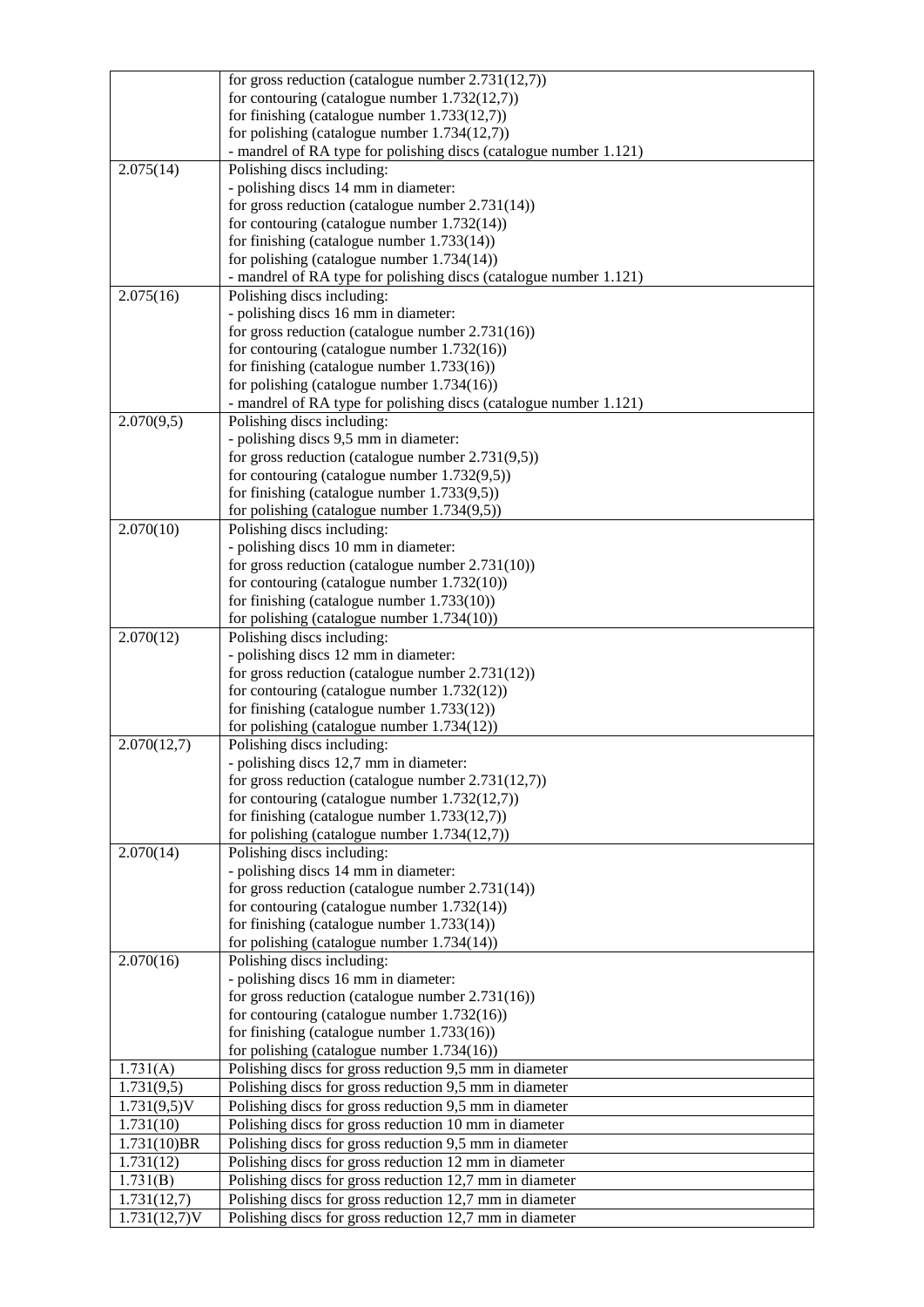| | |
|---|---|
| | for gross reduction (catalogue number 2.731(12,7))<br>for contouring (catalogue number 1.732(12,7))<br>for finishing (catalogue number 1.733(12,7))<br>for polishing (catalogue number 1.734(12,7))<br>- mandrel of RA type for polishing discs (catalogue number 1.121) |
| 2.075(14) | Polishing discs including:<br>- polishing discs 14 mm in diameter:<br>for gross reduction (catalogue number 2.731(14))<br>for contouring (catalogue number 1.732(14))<br>for finishing (catalogue number 1.733(14))<br>for polishing (catalogue number 1.734(14))<br>- mandrel of RA type for polishing discs (catalogue number 1.121) |
| 2.075(16) | Polishing discs including:<br>- polishing discs 16 mm in diameter:<br>for gross reduction (catalogue number 2.731(16))<br>for contouring (catalogue number 1.732(16))<br>for finishing (catalogue number 1.733(16))<br>for polishing (catalogue number 1.734(16))<br>- mandrel of RA type for polishing discs (catalogue number 1.121) |
| 2.070(9,5) | Polishing discs including:<br>- polishing discs 9,5 mm in diameter:<br>for gross reduction (catalogue number 2.731(9,5))<br>for contouring (catalogue number 1.732(9,5))<br>for finishing (catalogue number 1.733(9,5))<br>for polishing (catalogue number 1.734(9,5)) |
| 2.070(10) | Polishing discs including:<br>- polishing discs 10 mm in diameter:<br>for gross reduction (catalogue number 2.731(10))<br>for contouring (catalogue number 1.732(10))<br>for finishing (catalogue number 1.733(10))<br>for polishing (catalogue number 1.734(10)) |
| 2.070(12) | Polishing discs including:<br>- polishing discs 12 mm in diameter:<br>for gross reduction (catalogue number 2.731(12))<br>for contouring (catalogue number 1.732(12))<br>for finishing (catalogue number 1.733(12))<br>for polishing (catalogue number 1.734(12)) |
| 2.070(12,7) | Polishing discs including:<br>- polishing discs 12,7 mm in diameter:<br>for gross reduction (catalogue number 2.731(12,7))<br>for contouring (catalogue number 1.732(12,7))<br>for finishing (catalogue number 1.733(12,7))<br>for polishing (catalogue number 1.734(12,7)) |
| 2.070(14) | Polishing discs including:<br>- polishing discs 14 mm in diameter:<br>for gross reduction (catalogue number 2.731(14))<br>for contouring (catalogue number 1.732(14))<br>for finishing (catalogue number 1.733(14))<br>for polishing (catalogue number 1.734(14)) |
| 2.070(16) | Polishing discs including:<br>- polishing discs 16 mm in diameter:<br>for gross reduction (catalogue number 2.731(16))<br>for contouring (catalogue number 1.732(16))<br>for finishing (catalogue number 1.733(16))<br>for polishing (catalogue number 1.734(16)) |
| 1.731(A) | Polishing discs for gross reduction 9,5 mm in diameter |
| 1.731(9,5) | Polishing discs for gross reduction 9,5 mm in diameter |
| 1.731(9,5)V | Polishing discs for gross reduction 9,5 mm in diameter |
| 1.731(10) | Polishing discs for gross reduction 10 mm in diameter |
| 1.731(10)BR | Polishing discs for gross reduction 9,5 mm in diameter |
| 1.731(12) | Polishing discs for gross reduction 12 mm in diameter |
| 1.731(B) | Polishing discs for gross reduction 12,7 mm in diameter |
| 1.731(12,7) | Polishing discs for gross reduction 12,7 mm in diameter |
| 1.731(12,7)V | Polishing discs for gross reduction 12,7 mm in diameter |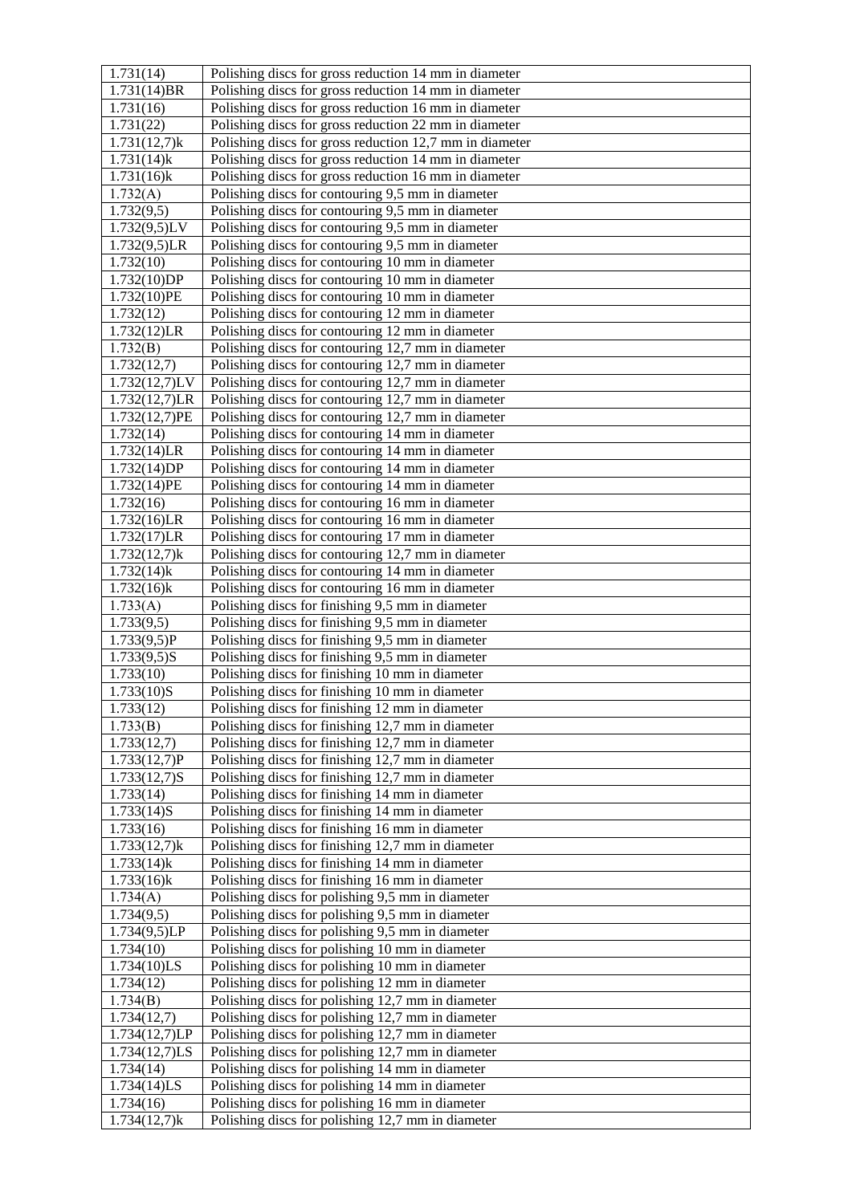| 1.731(14) | Polishing discs for gross reduction 14 mm in diameter |
|---|---|
| 1.731(14)BR | Polishing discs for gross reduction 14 mm in diameter |
| 1.731(16) | Polishing discs for gross reduction 16 mm in diameter |
| 1.731(22) | Polishing discs for gross reduction 22 mm in diameter |
| 1.731(12,7)k | Polishing discs for gross reduction 12,7 mm in diameter |
| 1.731(14)k | Polishing discs for gross reduction 14 mm in diameter |
| 1.731(16)k | Polishing discs for gross reduction 16 mm in diameter |
| 1.732(A) | Polishing discs for contouring 9,5 mm in diameter |
| 1.732(9,5) | Polishing discs for contouring 9,5 mm in diameter |
| 1.732(9,5)LV | Polishing discs for contouring 9,5 mm in diameter |
| 1.732(9,5)LR | Polishing discs for contouring 9,5 mm in diameter |
| 1.732(10) | Polishing discs for contouring 10 mm in diameter |
| 1.732(10)DP | Polishing discs for contouring 10 mm in diameter |
| 1.732(10)PE | Polishing discs for contouring 10 mm in diameter |
| 1.732(12) | Polishing discs for contouring 12 mm in diameter |
| 1.732(12)LR | Polishing discs for contouring 12 mm in diameter |
| 1.732(B) | Polishing discs for contouring 12,7 mm in diameter |
| 1.732(12,7) | Polishing discs for contouring 12,7 mm in diameter |
| 1.732(12,7)LV | Polishing discs for contouring 12,7 mm in diameter |
| 1.732(12,7)LR | Polishing discs for contouring 12,7 mm in diameter |
| 1.732(12,7)PE | Polishing discs for contouring 12,7 mm in diameter |
| 1.732(14) | Polishing discs for contouring 14 mm in diameter |
| 1.732(14)LR | Polishing discs for contouring 14 mm in diameter |
| 1.732(14)DP | Polishing discs for contouring 14 mm in diameter |
| 1.732(14)PE | Polishing discs for contouring 14 mm in diameter |
| 1.732(16) | Polishing discs for contouring 16 mm in diameter |
| 1.732(16)LR | Polishing discs for contouring 16 mm in diameter |
| 1.732(17)LR | Polishing discs for contouring 17 mm in diameter |
| 1.732(12,7)k | Polishing discs for contouring 12,7 mm in diameter |
| 1.732(14)k | Polishing discs for contouring 14 mm in diameter |
| 1.732(16)k | Polishing discs for contouring 16 mm in diameter |
| 1.733(A) | Polishing discs for finishing 9,5 mm in diameter |
| 1.733(9,5) | Polishing discs for finishing 9,5 mm in diameter |
| 1.733(9,5)P | Polishing discs for finishing 9,5 mm in diameter |
| 1.733(9,5)S | Polishing discs for finishing 9,5 mm in diameter |
| 1.733(10) | Polishing discs for finishing 10 mm in diameter |
| 1.733(10)S | Polishing discs for finishing 10 mm in diameter |
| 1.733(12) | Polishing discs for finishing 12 mm in diameter |
| 1.733(B) | Polishing discs for finishing 12,7 mm in diameter |
| 1.733(12,7) | Polishing discs for finishing 12,7 mm in diameter |
| 1.733(12,7)P | Polishing discs for finishing 12,7 mm in diameter |
| 1.733(12,7)S | Polishing discs for finishing 12,7 mm in diameter |
| 1.733(14) | Polishing discs for finishing 14 mm in diameter |
| 1.733(14)S | Polishing discs for finishing 14 mm in diameter |
| 1.733(16) | Polishing discs for finishing 16 mm in diameter |
| 1.733(12,7)k | Polishing discs for finishing 12,7 mm in diameter |
| 1.733(14)k | Polishing discs for finishing 14 mm in diameter |
| 1.733(16)k | Polishing discs for finishing 16 mm in diameter |
| 1.734(A) | Polishing discs for polishing 9,5 mm in diameter |
| 1.734(9,5) | Polishing discs for polishing 9,5 mm in diameter |
| 1.734(9,5)LP | Polishing discs for polishing 9,5 mm in diameter |
| 1.734(10) | Polishing discs for polishing 10 mm in diameter |
| 1.734(10)LS | Polishing discs for polishing 10 mm in diameter |
| 1.734(12) | Polishing discs for polishing 12 mm in diameter |
| 1.734(B) | Polishing discs for polishing 12,7 mm in diameter |
| 1.734(12,7) | Polishing discs for polishing 12,7 mm in diameter |
| 1.734(12,7)LP | Polishing discs for polishing 12,7 mm in diameter |
| 1.734(12,7)LS | Polishing discs for polishing 12,7 mm in diameter |
| 1.734(14) | Polishing discs for polishing 14 mm in diameter |
| 1.734(14)LS | Polishing discs for polishing 14 mm in diameter |
| 1.734(16) | Polishing discs for polishing 16 mm in diameter |
| 1.734(12,7)k | Polishing discs for polishing 12,7 mm in diameter |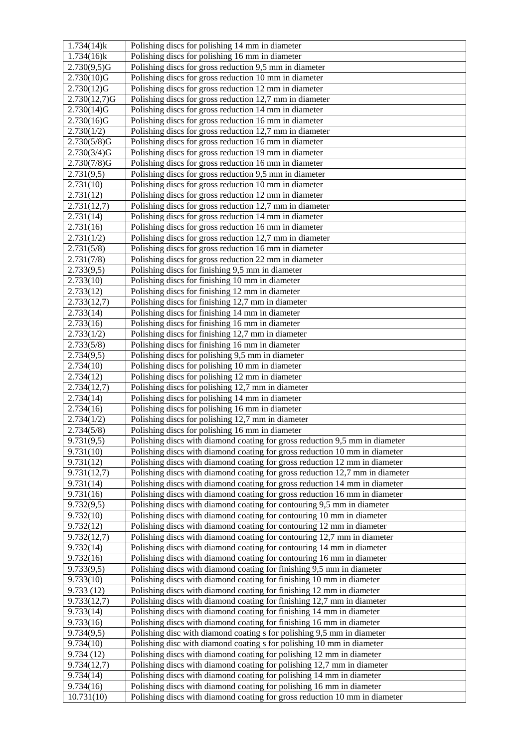| 1.734(14)k | Polishing discs for polishing 14 mm in diameter |
|---|---|
| 1.734(16)k | Polishing discs for polishing 16 mm in diameter |
| 2.730(9,5)G | Polishing discs for gross reduction 9,5 mm in diameter |
| 2.730(10)G | Polishing discs for gross reduction 10 mm in diameter |
| 2.730(12)G | Polishing discs for gross reduction 12 mm in diameter |
| 2.730(12,7)G | Polishing discs for gross reduction 12,7 mm in diameter |
| 2.730(14)G | Polishing discs for gross reduction 14 mm in diameter |
| 2.730(16)G | Polishing discs for gross reduction 16 mm in diameter |
| 2.730(1/2) | Polishing discs for gross reduction 12,7 mm in diameter |
| 2.730(5/8)G | Polishing discs for gross reduction 16 mm in diameter |
| 2.730(3/4)G | Polishing discs for gross reduction 19 mm in diameter |
| 2.730(7/8)G | Polishing discs for gross reduction 16 mm in diameter |
| 2.731(9,5) | Polishing discs for gross reduction 9,5 mm in diameter |
| 2.731(10) | Polishing discs for gross reduction 10 mm in diameter |
| 2.731(12) | Polishing discs for gross reduction 12 mm in diameter |
| 2.731(12,7) | Polishing discs for gross reduction 12,7 mm in diameter |
| 2.731(14) | Polishing discs for gross reduction 14 mm in diameter |
| 2.731(16) | Polishing discs for gross reduction 16 mm in diameter |
| 2.731(1/2) | Polishing discs for gross reduction 12,7 mm in diameter |
| 2.731(5/8) | Polishing discs for gross reduction 16 mm in diameter |
| 2.731(7/8) | Polishing discs for gross reduction 22 mm in diameter |
| 2.733(9,5) | Polishing discs for finishing 9,5 mm in diameter |
| 2.733(10) | Polishing discs for finishing 10 mm in diameter |
| 2.733(12) | Polishing discs for finishing 12 mm in diameter |
| 2.733(12,7) | Polishing discs for finishing 12,7 mm in diameter |
| 2.733(14) | Polishing discs for finishing 14 mm in diameter |
| 2.733(16) | Polishing discs for finishing 16 mm in diameter |
| 2.733(1/2) | Polishing discs for finishing 12,7 mm in diameter |
| 2.733(5/8) | Polishing discs for finishing 16 mm in diameter |
| 2.734(9,5) | Polishing discs for polishing 9,5 mm in diameter |
| 2.734(10) | Polishing discs for polishing 10 mm in diameter |
| 2.734(12) | Polishing discs for polishing 12 mm in diameter |
| 2.734(12,7) | Polishing discs for polishing 12,7 mm in diameter |
| 2.734(14) | Polishing discs for polishing 14 mm in diameter |
| 2.734(16) | Polishing discs for polishing 16 mm in diameter |
| 2.734(1/2) | Polishing discs for polishing 12,7 mm in diameter |
| 2.734(5/8) | Polishing discs for polishing 16 mm in diameter |
| 9.731(9,5) | Polishing discs with diamond coating for gross reduction 9,5 mm in diameter |
| 9.731(10) | Polishing discs with diamond coating for gross reduction 10 mm in diameter |
| 9.731(12) | Polishing discs with diamond coating for gross reduction 12 mm in diameter |
| 9.731(12,7) | Polishing discs with diamond coating for gross reduction 12,7 mm in diameter |
| 9.731(14) | Polishing discs with diamond coating for gross reduction 14 mm in diameter |
| 9.731(16) | Polishing discs with diamond coating for gross reduction 16 mm in diameter |
| 9.732(9,5) | Polishing discs with diamond coating for contouring 9,5 mm in diameter |
| 9.732(10) | Polishing discs with diamond coating for contouring 10 mm in diameter |
| 9.732(12) | Polishing discs with diamond coating for contouring 12 mm in diameter |
| 9.732(12,7) | Polishing discs with diamond coating for contouring 12,7 mm in diameter |
| 9.732(14) | Polishing discs with diamond coating for contouring 14 mm in diameter |
| 9.732(16) | Polishing discs with diamond coating for contouring 16 mm in diameter |
| 9.733(9,5) | Polishing discs with diamond coating for finishing 9,5 mm in diameter |
| 9.733(10) | Polishing discs with diamond coating for finishing 10 mm in diameter |
| 9.733 (12) | Polishing discs with diamond coating for finishing 12 mm in diameter |
| 9.733(12,7) | Polishing discs with diamond coating for finishing 12,7 mm in diameter |
| 9.733(14) | Polishing discs with diamond coating for finishing 14 mm in diameter |
| 9.733(16) | Polishing discs with diamond coating for finishing 16 mm in diameter |
| 9.734(9,5) | Polishing disc with diamond coating s for polishing 9,5 mm in diameter |
| 9.734(10) | Polishing disc with diamond coating s for polishing 10 mm in diameter |
| 9.734 (12) | Polishing discs with diamond coating for polishing 12 mm in diameter |
| 9.734(12,7) | Polishing discs with diamond coating for polishing 12,7 mm in diameter |
| 9.734(14) | Polishing discs with diamond coating for polishing 14 mm in diameter |
| 9.734(16) | Polishing discs with diamond coating for polishing 16 mm in diameter |
| 10.731(10) | Polishing discs with diamond coating for gross reduction 10 mm in diameter |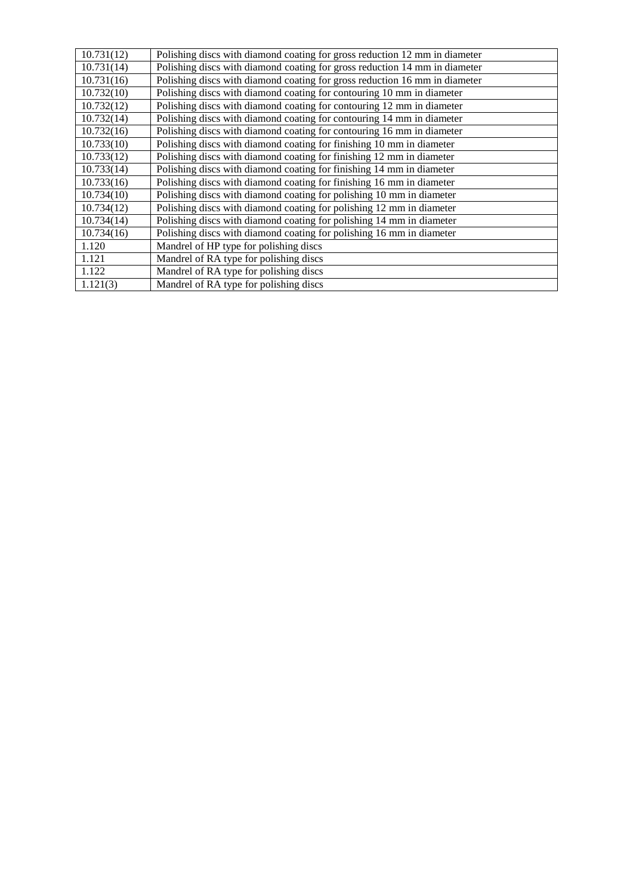| | |
|---|---|
| 10.731(12) | Polishing discs with diamond coating for gross reduction 12 mm in diameter |
| 10.731(14) | Polishing discs with diamond coating for gross reduction 14 mm in diameter |
| 10.731(16) | Polishing discs with diamond coating for gross reduction 16 mm in diameter |
| 10.732(10) | Polishing discs with diamond coating for contouring 10 mm in diameter |
| 10.732(12) | Polishing discs with diamond coating for contouring 12 mm in diameter |
| 10.732(14) | Polishing discs with diamond coating for contouring 14 mm in diameter |
| 10.732(16) | Polishing discs with diamond coating for contouring 16 mm in diameter |
| 10.733(10) | Polishing discs with diamond coating for finishing 10 mm in diameter |
| 10.733(12) | Polishing discs with diamond coating for finishing 12 mm in diameter |
| 10.733(14) | Polishing discs with diamond coating for finishing 14 mm in diameter |
| 10.733(16) | Polishing discs with diamond coating for finishing 16 mm in diameter |
| 10.734(10) | Polishing discs with diamond coating for polishing 10 mm in diameter |
| 10.734(12) | Polishing discs with diamond coating for polishing 12 mm in diameter |
| 10.734(14) | Polishing discs with diamond coating for polishing 14 mm in diameter |
| 10.734(16) | Polishing discs with diamond coating for polishing 16 mm in diameter |
| 1.120 | Mandrel of HP type for polishing discs |
| 1.121 | Mandrel of RA type for polishing discs |
| 1.122 | Mandrel of RA type for polishing discs |
| 1.121(3) | Mandrel of RA type for polishing discs |